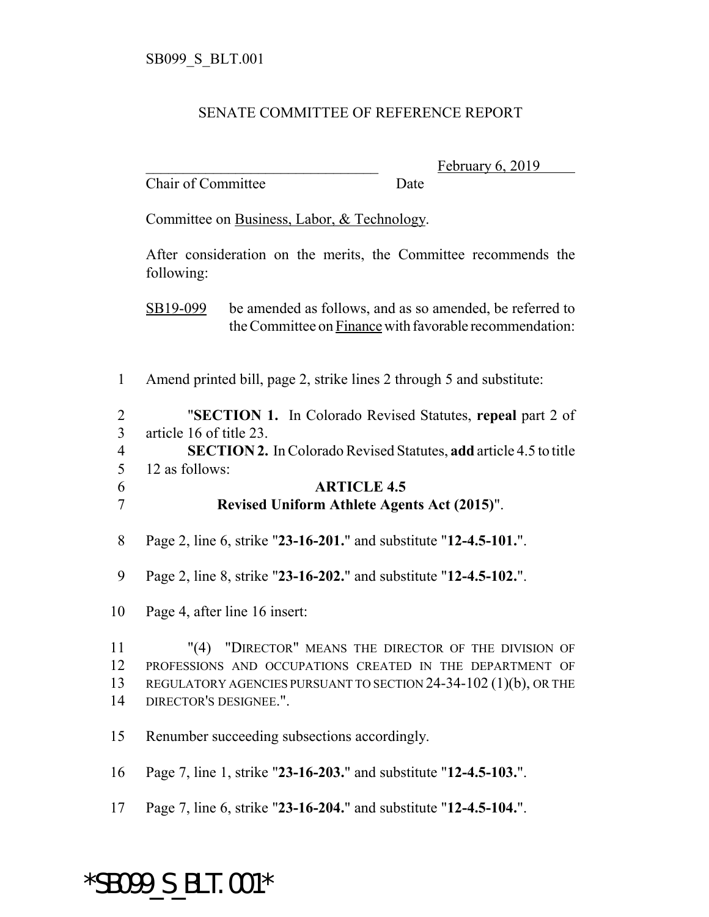SB099_S_BLT.001

SENATE COMMITTEE OF REFERENCE REPORT

_______________________________ February 6, 2019
Chair of Committee Date

Committee on Business, Labor, & Technology.

After consideration on the merits, the Committee recommends the following:

SB19-099 be amended as follows, and as so amended, be referred to the Committee on Finance with favorable recommendation:

1 Amend printed bill, page 2, strike lines 2 through 5 and substitute:

2 "**SECTION 1.** In Colorado Revised Statutes, **repeal** part 2 of
3 article 16 of title 23.
4 **SECTION 2.** In Colorado Revised Statutes, **add** article 4.5 to title
5 12 as follows:
6 **ARTICLE 4.5**
7 **Revised Uniform Athlete Agents Act (2015)**".

8 Page 2, line 6, strike "**23-16-201.**" and substitute "**12-4.5-101.**".

9 Page 2, line 8, strike "**23-16-202.**" and substitute "**12-4.5-102.**".

10 Page 4, after line 16 insert:

11 "(4) "DIRECTOR" MEANS THE DIRECTOR OF THE DIVISION OF
12 PROFESSIONS AND OCCUPATIONS CREATED IN THE DEPARTMENT OF
13 REGULATORY AGENCIES PURSUANT TO SECTION 24-34-102 (1)(b), OR THE
14 DIRECTOR'S DESIGNEE.".

15 Renumber succeeding subsections accordingly.

16 Page 7, line 1, strike "**23-16-203.**" and substitute "**12-4.5-103.**".

17 Page 7, line 6, strike "**23-16-204.**" and substitute "**12-4.5-104.**".

*SB099_S_BLT.001*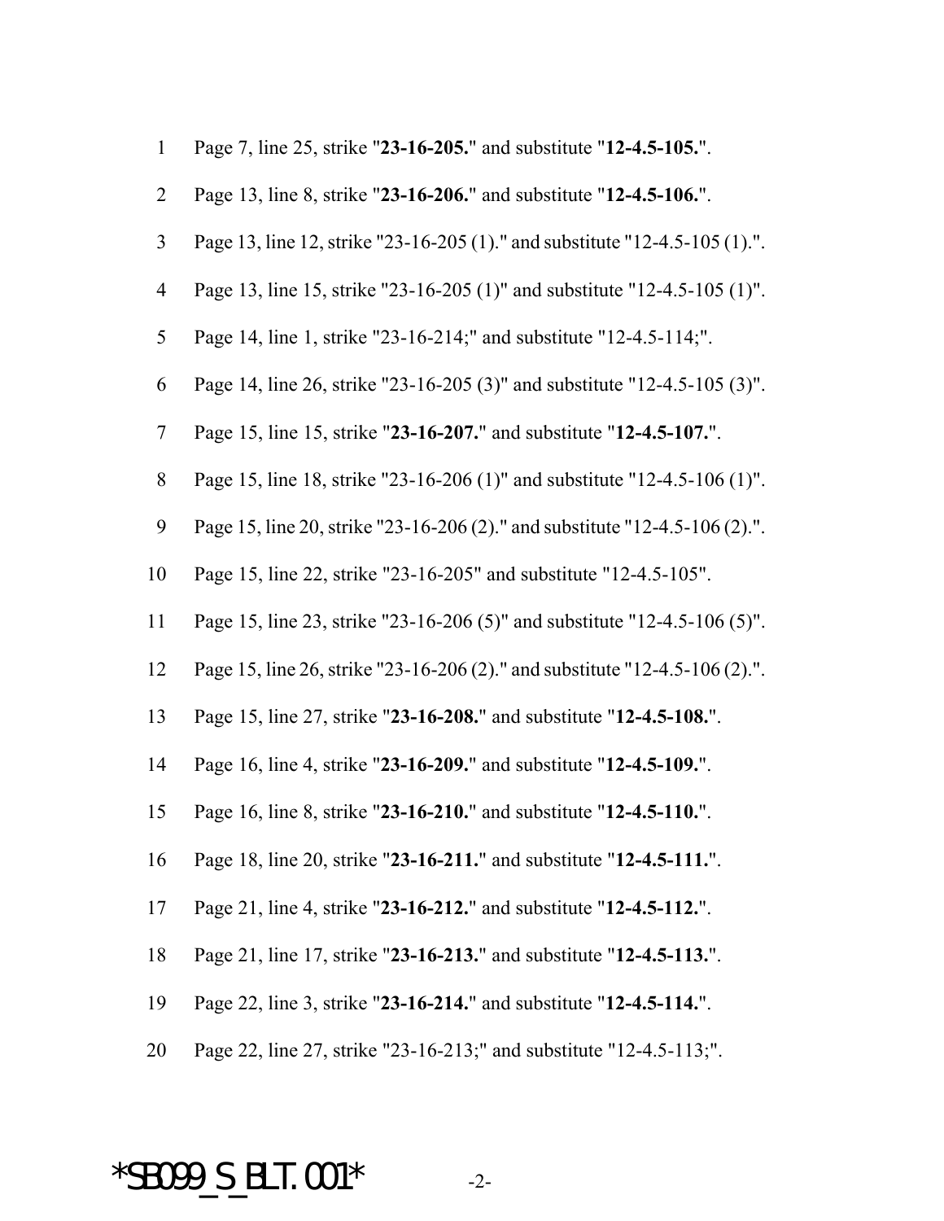1 Page 7, line 25, strike "**23-16-205.**" and substitute "**12-4.5-105.**".

2 Page 13, line 8, strike "**23-16-206.**" and substitute "**12-4.5-106.**".

3 Page 13, line 12, strike "23-16-205 (1)." and substitute "12-4.5-105 (1).".

4 Page 13, line 15, strike "23-16-205 (1)" and substitute "12-4.5-105 (1)".

5 Page 14, line 1, strike "23-16-214;" and substitute "12-4.5-114;".

6 Page 14, line 26, strike "23-16-205 (3)" and substitute "12-4.5-105 (3)".

7 Page 15, line 15, strike "**23-16-207.**" and substitute "**12-4.5-107.**".

8 Page 15, line 18, strike "23-16-206 (1)" and substitute "12-4.5-106 (1)".

9 Page 15, line 20, strike "23-16-206 (2)." and substitute "12-4.5-106 (2).".

10 Page 15, line 22, strike "23-16-205" and substitute "12-4.5-105".

11 Page 15, line 23, strike "23-16-206 (5)" and substitute "12-4.5-106 (5)".

12 Page 15, line 26, strike "23-16-206 (2)." and substitute "12-4.5-106 (2).".

13 Page 15, line 27, strike "**23-16-208.**" and substitute "**12-4.5-108.**".

14 Page 16, line 4, strike "**23-16-209.**" and substitute "**12-4.5-109.**".

15 Page 16, line 8, strike "**23-16-210.**" and substitute "**12-4.5-110.**".

16 Page 18, line 20, strike "**23-16-211.**" and substitute "**12-4.5-111.**".

17 Page 21, line 4, strike "**23-16-212.**" and substitute "**12-4.5-112.**".

18 Page 21, line 17, strike "**23-16-213.**" and substitute "**12-4.5-113.**".

19 Page 22, line 3, strike "**23-16-214.**" and substitute "**12-4.5-114.**".

20 Page 22, line 27, strike "23-16-213;" and substitute "12-4.5-113;".

*SB099_S_BLT.001*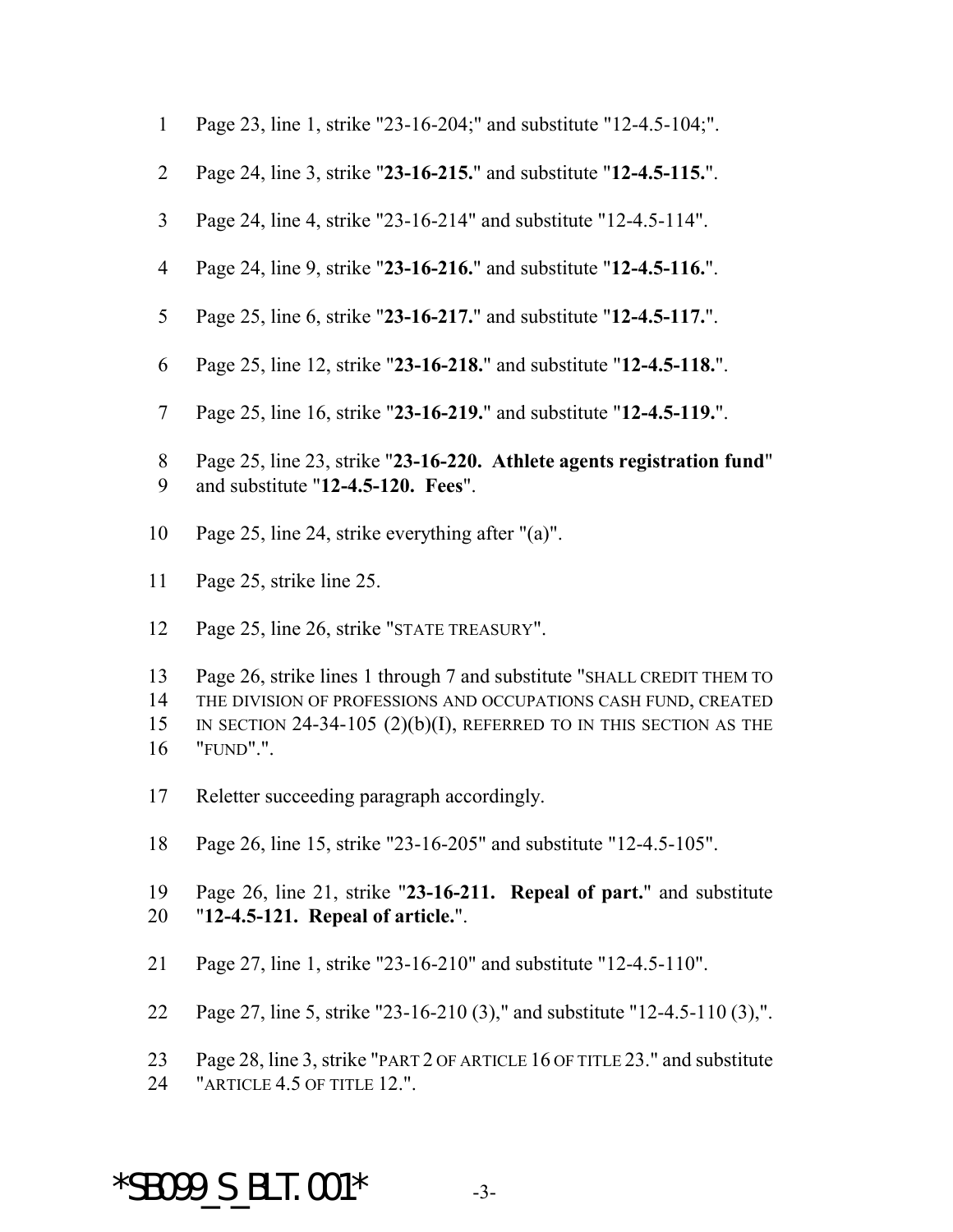1 Page 23, line 1, strike "23-16-204;" and substitute "12-4.5-104;".

2 Page 24, line 3, strike "**23-16-215.**" and substitute "**12-4.5-115.**".

3 Page 24, line 4, strike "23-16-214" and substitute "12-4.5-114".

4 Page 24, line 9, strike "**23-16-216.**" and substitute "**12-4.5-116.**".

5 Page 25, line 6, strike "**23-16-217.**" and substitute "**12-4.5-117.**".

6 Page 25, line 12, strike "**23-16-218.**" and substitute "**12-4.5-118.**".

7 Page 25, line 16, strike "**23-16-219.**" and substitute "**12-4.5-119.**".

8 Page 25, line 23, strike "**23-16-220. Athlete agents registration fund**"
9 and substitute "**12-4.5-120. Fees**".

10 Page 25, line 24, strike everything after "(a)".

11 Page 25, strike line 25.

12 Page 25, line 26, strike "STATE TREASURY".

13 Page 26, strike lines 1 through 7 and substitute "SHALL CREDIT THEM TO
14 THE DIVISION OF PROFESSIONS AND OCCUPATIONS CASH FUND, CREATED
15 IN SECTION 24-34-105 (2)(b)(I), REFERRED TO IN THIS SECTION AS THE
16 "FUND".".

17 Reletter succeeding paragraph accordingly.

18 Page 26, line 15, strike "23-16-205" and substitute "12-4.5-105".

19 Page 26, line 21, strike "**23-16-211. Repeal of part.**" and substitute
20 "**12-4.5-121. Repeal of article.**".

21 Page 27, line 1, strike "23-16-210" and substitute "12-4.5-110".

22 Page 27, line 5, strike "23-16-210 (3)," and substitute "12-4.5-110 (3),".

23 Page 28, line 3, strike "PART 2 OF ARTICLE 16 OF TITLE 23." and substitute
24 "ARTICLE 4.5 OF TITLE 12.".

*SB099_S_BLT.001*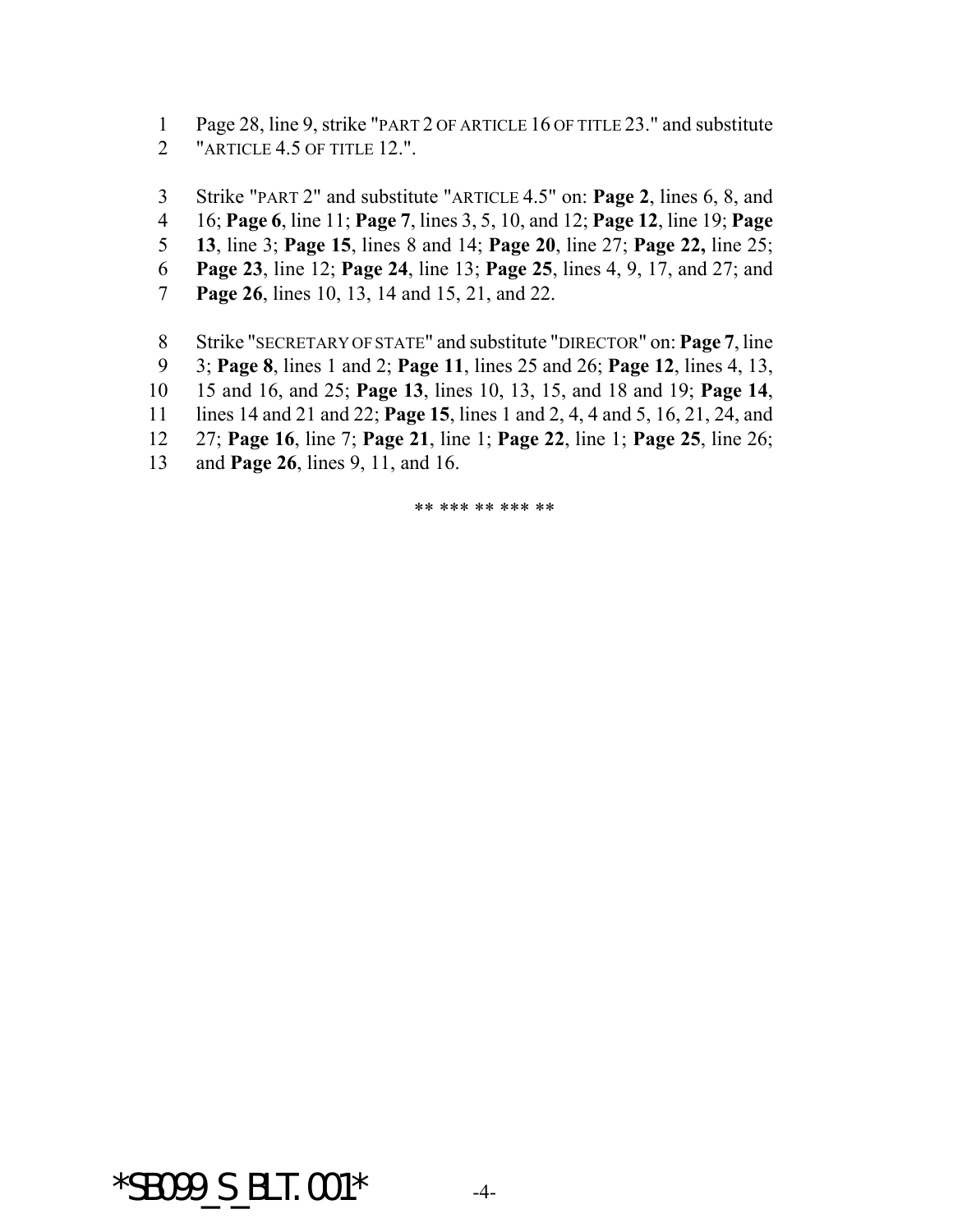Page 28, line 9, strike "PART 2 OF ARTICLE 16 OF TITLE 23." and substitute "ARTICLE 4.5 OF TITLE 12.".

Strike "PART 2" and substitute "ARTICLE 4.5" on: **Page 2**, lines 6, 8, and 16; **Page 6**, line 11; **Page 7**, lines 3, 5, 10, and 12; **Page 12**, line 19; **Page 13**, line 3; **Page 15**, lines 8 and 14; **Page 20**, line 27; **Page 22,** line 25; **Page 23**, line 12; **Page 24**, line 13; **Page 25**, lines 4, 9, 17, and 27; and **Page 26**, lines 10, 13, 14 and 15, 21, and 22.

Strike "SECRETARY OF STATE" and substitute "DIRECTOR" on: **Page 7**, line 3; **Page 8**, lines 1 and 2; **Page 11**, lines 25 and 26; **Page 12**, lines 4, 13, 15 and 16, and 25; **Page 13**, lines 10, 13, 15, and 18 and 19; **Page 14**, lines 14 and 21 and 22; **Page 15**, lines 1 and 2, 4, 4 and 5, 16, 21, 24, and 27; **Page 16**, line 7; **Page 21**, line 1; **Page 22**, line 1; **Page 25**, line 26; and **Page 26**, lines 9, 11, and 16.

** *** ** *** **

*SB099_S_BLT.001*